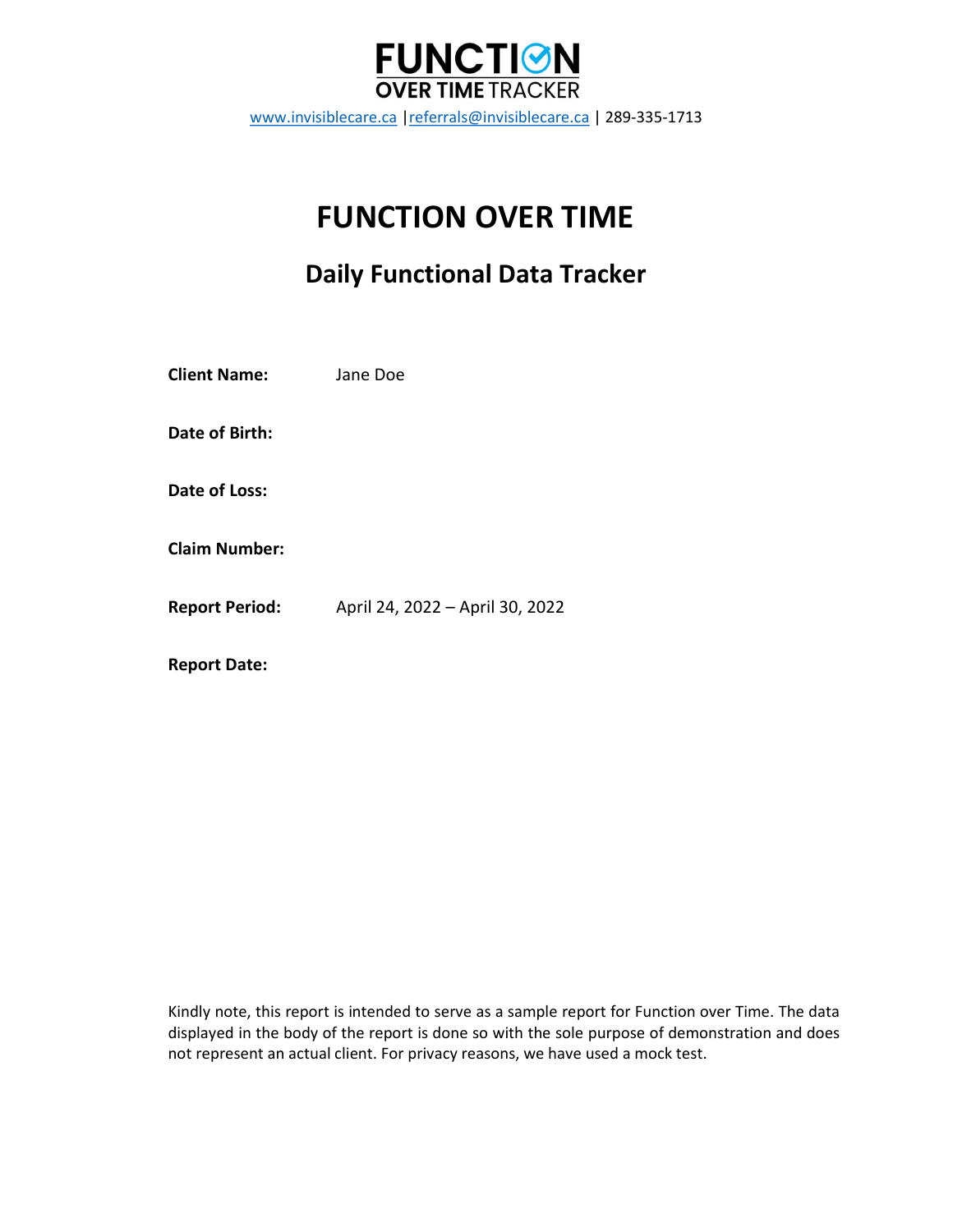**FUNCTION OVER TIME TRACKER**

www.invisiblecare.ca | referrals@invisiblecare.ca | 289-335-1713

# FUNCTION OVER TIME

## Daily Functional Data Tracker

**Client Name:** Jane Doe

**Date of Birth:**

**Date of Loss:**

**Claim Number:**

**Report Period:** April 24, 2022 – April 30, 2022

**Report Date:**

Kindly note, this report is intended to serve as a sample report for Function over Time. The data displayed in the body of the report is done so with the sole purpose of demonstration and does not represent an actual client. For privacy reasons, we have used a mock test.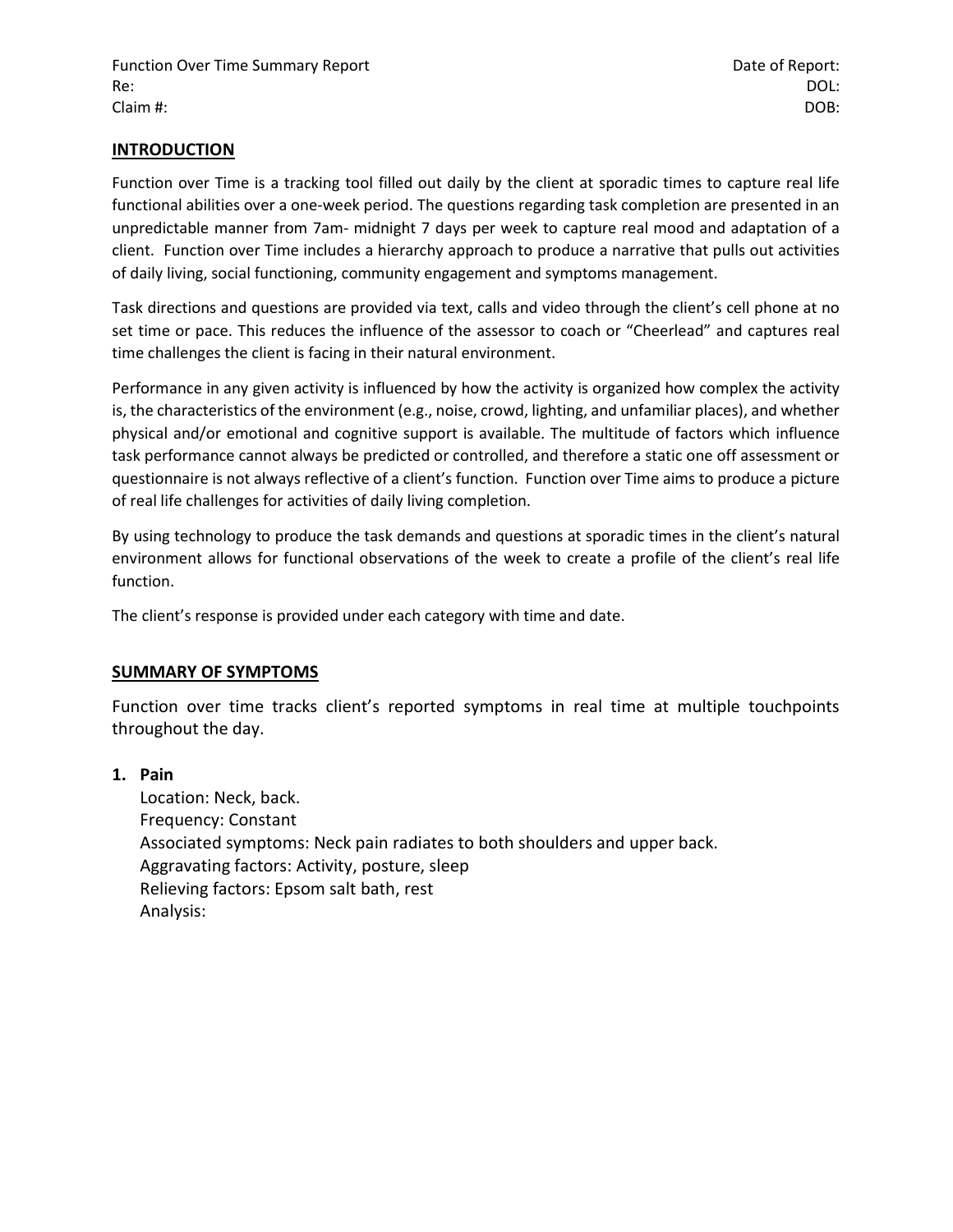Function Over Time Summary Report | Date of Report:
Re: | DOL:
Claim #: | DOB:

## INTRODUCTION

Function over Time is a tracking tool filled out daily by the client at sporadic times to capture real life functional abilities over a one-week period. The questions regarding task completion are presented in an unpredictable manner from 7am- midnight 7 days per week to capture real mood and adaptation of a client. Function over Time includes a hierarchy approach to produce a narrative that pulls out activities of daily living, social functioning, community engagement and symptoms management.

Task directions and questions are provided via text, calls and video through the client's cell phone at no set time or pace. This reduces the influence of the assessor to coach or "Cheerlead" and captures real time challenges the client is facing in their natural environment.

Performance in any given activity is influenced by how the activity is organized how complex the activity is, the characteristics of the environment (e.g., noise, crowd, lighting, and unfamiliar places), and whether physical and/or emotional and cognitive support is available. The multitude of factors which influence task performance cannot always be predicted or controlled, and therefore a static one off assessment or questionnaire is not always reflective of a client's function. Function over Time aims to produce a picture of real life challenges for activities of daily living completion.

By using technology to produce the task demands and questions at sporadic times in the client's natural environment allows for functional observations of the week to create a profile of the client's real life function.

The client's response is provided under each category with time and date.

## SUMMARY OF SYMPTOMS

Function over time tracks client's reported symptoms in real time at multiple touchpoints throughout the day.

1. **Pain**
   Location: Neck, back.
   Frequency: Constant
   Associated symptoms: Neck pain radiates to both shoulders and upper back.
   Aggravating factors: Activity, posture, sleep
   Relieving factors: Epsom salt bath, rest
   Analysis: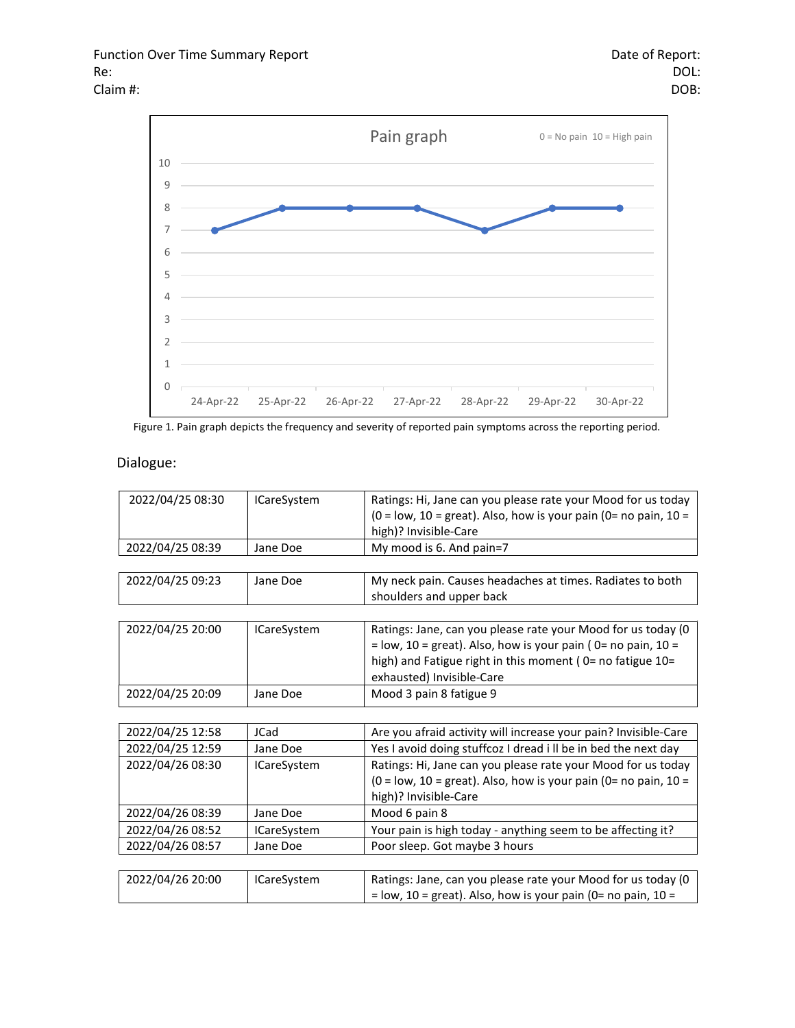**Pain graph**

0 = No pain 10 = High pain

| Date | Pain |
|---|---|
| 24-Apr-22 | 7 |
| 25-Apr-22 | 8 |
| 26-Apr-22 | 8 |
| 27-Apr-22 | 8 |
| 28-Apr-22 | 7 |
| 29-Apr-22 | 8 |
| 30-Apr-22 | 8 |

Figure 1. Pain graph depicts the frequency and severity of reported pain symptoms across the reporting period.

## Dialogue:

| 2022/04/25 08:30 | ICareSystem | Ratings: Hi, Jane can you please rate your Mood for us today (0 = low, 10 = great). Also, how is your pain (0= no pain, 10 = high)? Invisible-Care |
|---|---|---|
| 2022/04/25 08:39 | Jane Doe | My mood is 6. And pain=7 |

| 2022/04/25 09:23 | Jane Doe | My neck pain. Causes headaches at times. Radiates to both shoulders and upper back |
|---|---|---|

| 2022/04/25 20:00 | ICareSystem | Ratings: Jane, can you please rate your Mood for us today (0 = low, 10 = great). Also, how is your pain ( 0= no pain, 10 = high) and Fatigue right in this moment ( 0= no fatigue 10= exhausted) Invisible-Care |
|---|---|---|
| 2022/04/25 20:09 | Jane Doe | Mood 3 pain 8 fatigue 9 |

| 2022/04/25 12:58 | JCad | Are you afraid activity will increase your pain? Invisible-Care |
|---|---|---|
| 2022/04/25 12:59 | Jane Doe | Yes I avoid doing stuffcoz I dread i ll be in bed the next day |
| 2022/04/26 08:30 | ICareSystem | Ratings: Hi, Jane can you please rate your Mood for us today (0 = low, 10 = great). Also, how is your pain (0= no pain, 10 = high)? Invisible-Care |
| 2022/04/26 08:39 | Jane Doe | Mood 6 pain 8 |
| 2022/04/26 08:52 | ICareSystem | Your pain is high today - anything seem to be affecting it? |
| 2022/04/26 08:57 | Jane Doe | Poor sleep. Got maybe 3 hours |

| 2022/04/26 20:00 | ICareSystem | Ratings: Jane, can you please rate your Mood for us today (0 = low, 10 = great). Also, how is your pain (0= no pain, 10 = |
|---|---|---|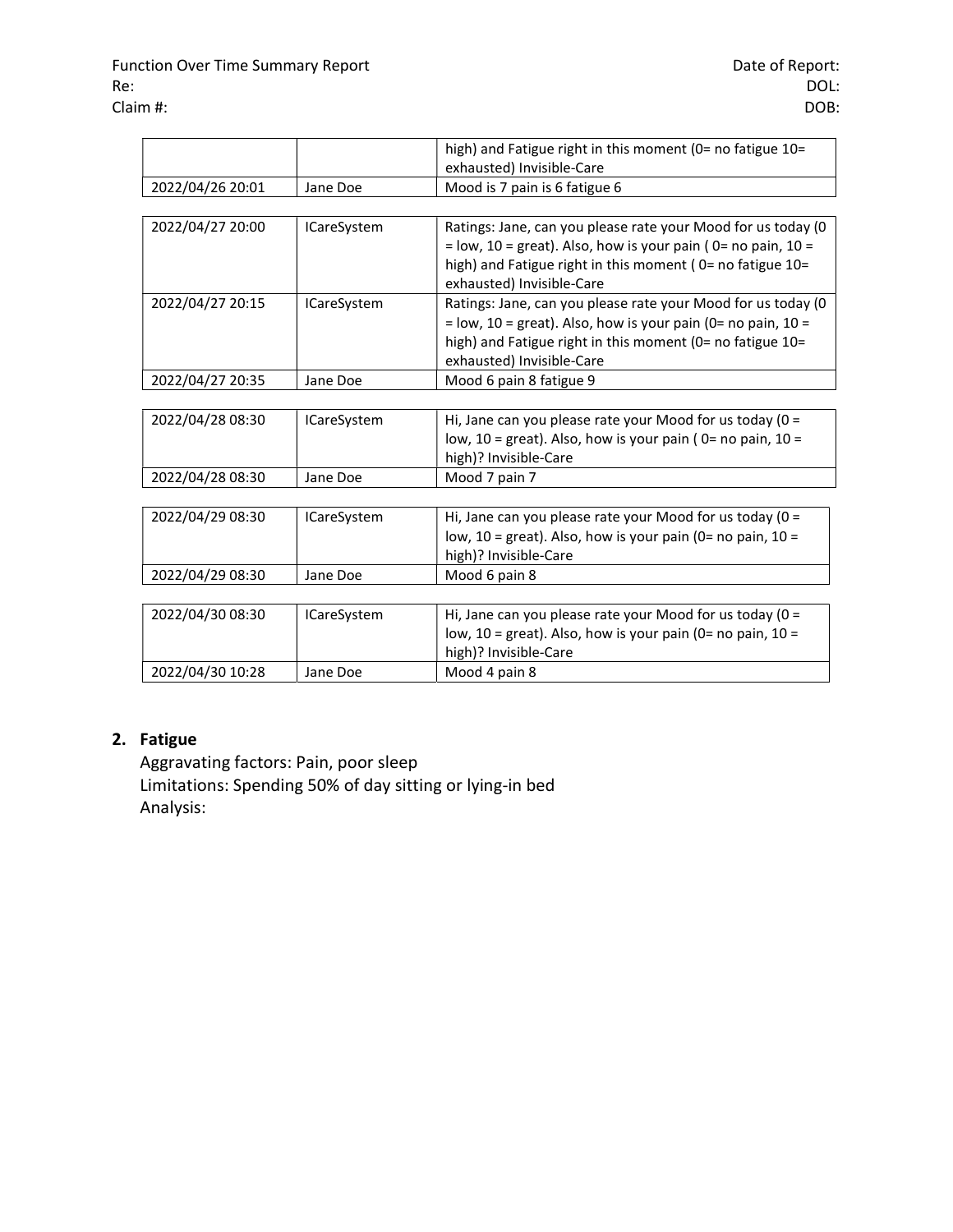| | | high) and Fatigue right in this moment (0= no fatigue 10= exhausted) Invisible-Care |
|---|---|---|
| 2022/04/26 20:01 | Jane Doe | Mood is 7 pain is 6 fatigue 6 |

| 2022/04/27 20:00 | ICareSystem | Ratings: Jane, can you please rate your Mood for us today (0 = low, 10 = great). Also, how is your pain ( 0= no pain, 10 = high) and Fatigue right in this moment ( 0= no fatigue 10= exhausted) Invisible-Care |
|---|---|---|
| 2022/04/27 20:15 | ICareSystem | Ratings: Jane, can you please rate your Mood for us today (0 = low, 10 = great). Also, how is your pain (0= no pain, 10 = high) and Fatigue right in this moment (0= no fatigue 10= exhausted) Invisible-Care |
| 2022/04/27 20:35 | Jane Doe | Mood 6 pain 8 fatigue 9 |

| 2022/04/28 08:30 | ICareSystem | Hi, Jane can you please rate your Mood for us today (0 = low, 10 = great). Also, how is your pain ( 0= no pain, 10 = high)? Invisible-Care |
|---|---|---|
| 2022/04/28 08:30 | Jane Doe | Mood 7 pain 7 |

| 2022/04/29 08:30 | ICareSystem | Hi, Jane can you please rate your Mood for us today (0 = low, 10 = great). Also, how is your pain (0= no pain, 10 = high)? Invisible-Care |
|---|---|---|
| 2022/04/29 08:30 | Jane Doe | Mood 6 pain 8 |

| 2022/04/30 08:30 | ICareSystem | Hi, Jane can you please rate your Mood for us today (0 = low, 10 = great). Also, how is your pain (0= no pain, 10 = high)? Invisible-Care |
|---|---|---|
| 2022/04/30 10:28 | Jane Doe | Mood 4 pain 8 |

## 2. Fatigue

Aggravating factors: Pain, poor sleep
Limitations: Spending 50% of day sitting or lying-in bed
Analysis: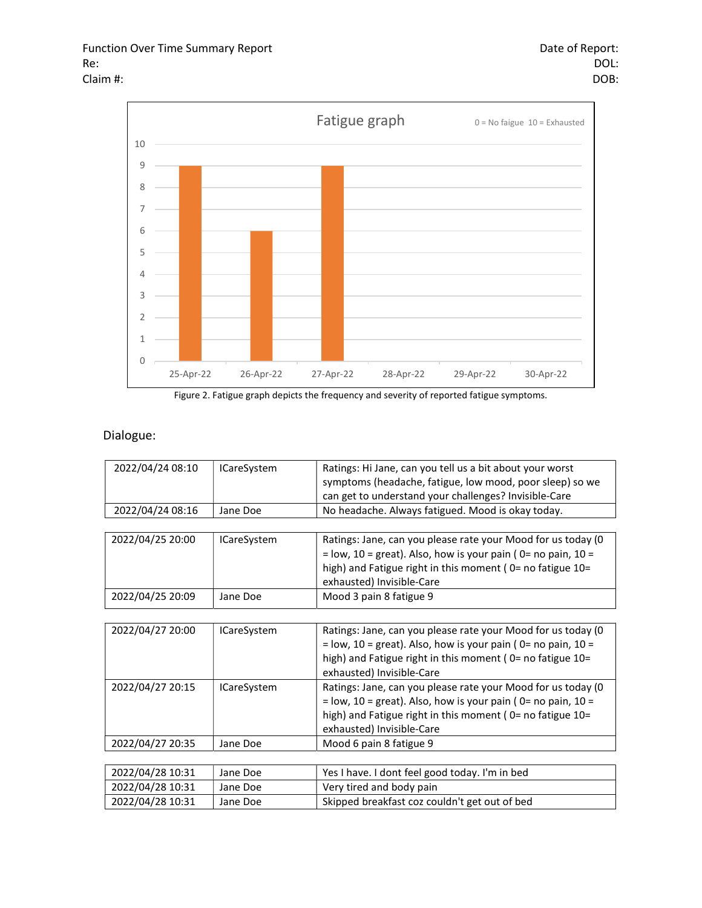Fatigue graph

0 = No faigue 10 = Exhausted

| Date | Fatigue |
|---|---|
| 25-Apr-22 | 9 |
| 26-Apr-22 | 6 |
| 27-Apr-22 | 9 |
| 28-Apr-22 | |
| 29-Apr-22 | |
| 30-Apr-22 | |

Figure 2. Fatigue graph depicts the frequency and severity of reported fatigue symptoms.

## Dialogue:

| | | |
|---|---|---|
| 2022/04/24 08:10 | ICareSystem | Ratings: Hi Jane, can you tell us a bit about your worst symptoms (headache, fatigue, low mood, poor sleep) so we can get to understand your challenges? Invisible-Care |
| 2022/04/24 08:16 | Jane Doe | No headache. Always fatigued. Mood is okay today. |

| | | |
|---|---|---|
| 2022/04/25 20:00 | ICareSystem | Ratings: Jane, can you please rate your Mood for us today (0 = low, 10 = great). Also, how is your pain ( 0= no pain, 10 = high) and Fatigue right in this moment ( 0= no fatigue 10= exhausted) Invisible-Care |
| 2022/04/25 20:09 | Jane Doe | Mood 3 pain 8 fatigue 9 |

| | | |
|---|---|---|
| 2022/04/27 20:00 | ICareSystem | Ratings: Jane, can you please rate your Mood for us today (0 = low, 10 = great). Also, how is your pain ( 0= no pain, 10 = high) and Fatigue right in this moment ( 0= no fatigue 10= exhausted) Invisible-Care |
| 2022/04/27 20:15 | ICareSystem | Ratings: Jane, can you please rate your Mood for us today (0 = low, 10 = great). Also, how is your pain ( 0= no pain, 10 = high) and Fatigue right in this moment ( 0= no fatigue 10= exhausted) Invisible-Care |
| 2022/04/27 20:35 | Jane Doe | Mood 6 pain 8 fatigue 9 |

| | | |
|---|---|---|
| 2022/04/28 10:31 | Jane Doe | Yes I have. I dont feel good today. I'm in bed |
| 2022/04/28 10:31 | Jane Doe | Very tired and body pain |
| 2022/04/28 10:31 | Jane Doe | Skipped breakfast coz couldn't get out of bed |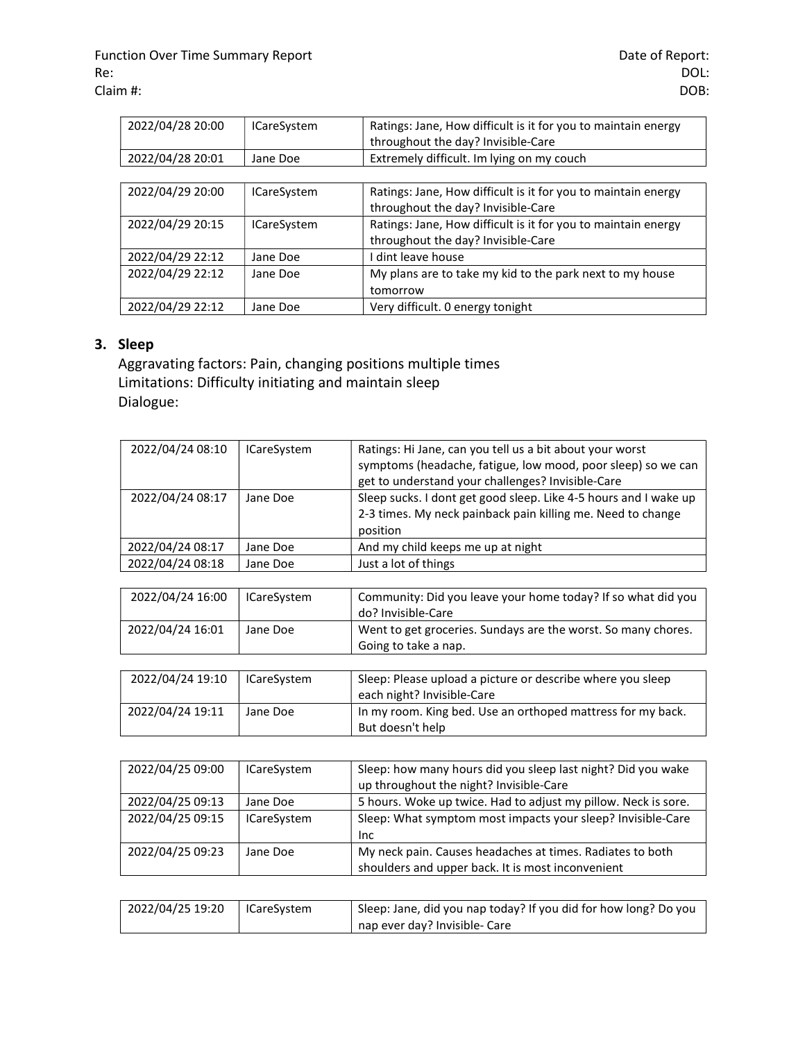| | | |
|---|---|---|
| 2022/04/28 20:00 | ICareSystem | Ratings: Jane, How difficult is it for you to maintain energy throughout the day? Invisible-Care |
| 2022/04/28 20:01 | Jane Doe | Extremely difficult. Im lying on my couch |

| | | |
|---|---|---|
| 2022/04/29 20:00 | ICareSystem | Ratings: Jane, How difficult is it for you to maintain energy throughout the day? Invisible-Care |
| 2022/04/29 20:15 | ICareSystem | Ratings: Jane, How difficult is it for you to maintain energy throughout the day? Invisible-Care |
| 2022/04/29 22:12 | Jane Doe | I dint leave house |
| 2022/04/29 22:12 | Jane Doe | My plans are to take my kid to the park next to my house tomorrow |
| 2022/04/29 22:12 | Jane Doe | Very difficult. 0 energy tonight |

### 3. Sleep

Aggravating factors: Pain, changing positions multiple times
Limitations: Difficulty initiating and maintain sleep
Dialogue:

| | | |
|---|---|---|
| 2022/04/24 08:10 | ICareSystem | Ratings: Hi Jane, can you tell us a bit about your worst symptoms (headache, fatigue, low mood, poor sleep) so we can get to understand your challenges? Invisible-Care |
| 2022/04/24 08:17 | Jane Doe | Sleep sucks. I dont get good sleep. Like 4-5 hours and I wake up 2-3 times. My neck painback pain killing me. Need to change position |
| 2022/04/24 08:17 | Jane Doe | And my child keeps me up at night |
| 2022/04/24 08:18 | Jane Doe | Just a lot of things |

| | | |
|---|---|---|
| 2022/04/24 16:00 | ICareSystem | Community: Did you leave your home today? If so what did you do? Invisible-Care |
| 2022/04/24 16:01 | Jane Doe | Went to get groceries. Sundays are the worst. So many chores. Going to take a nap. |

| | | |
|---|---|---|
| 2022/04/24 19:10 | ICareSystem | Sleep: Please upload a picture or describe where you sleep each night? Invisible-Care |
| 2022/04/24 19:11 | Jane Doe | In my room. King bed. Use an orthoped mattress for my back. But doesn't help |

| | | |
|---|---|---|
| 2022/04/25 09:00 | ICareSystem | Sleep: how many hours did you sleep last night? Did you wake up throughout the night? Invisible-Care |
| 2022/04/25 09:13 | Jane Doe | 5 hours. Woke up twice. Had to adjust my pillow. Neck is sore. |
| 2022/04/25 09:15 | ICareSystem | Sleep: What symptom most impacts your sleep? Invisible-Care Inc |
| 2022/04/25 09:23 | Jane Doe | My neck pain. Causes headaches at times. Radiates to both shoulders and upper back. It is most inconvenient |

| | | |
|---|---|---|
| 2022/04/25 19:20 | ICareSystem | Sleep: Jane, did you nap today? If you did for how long? Do you nap ever day? Invisible- Care |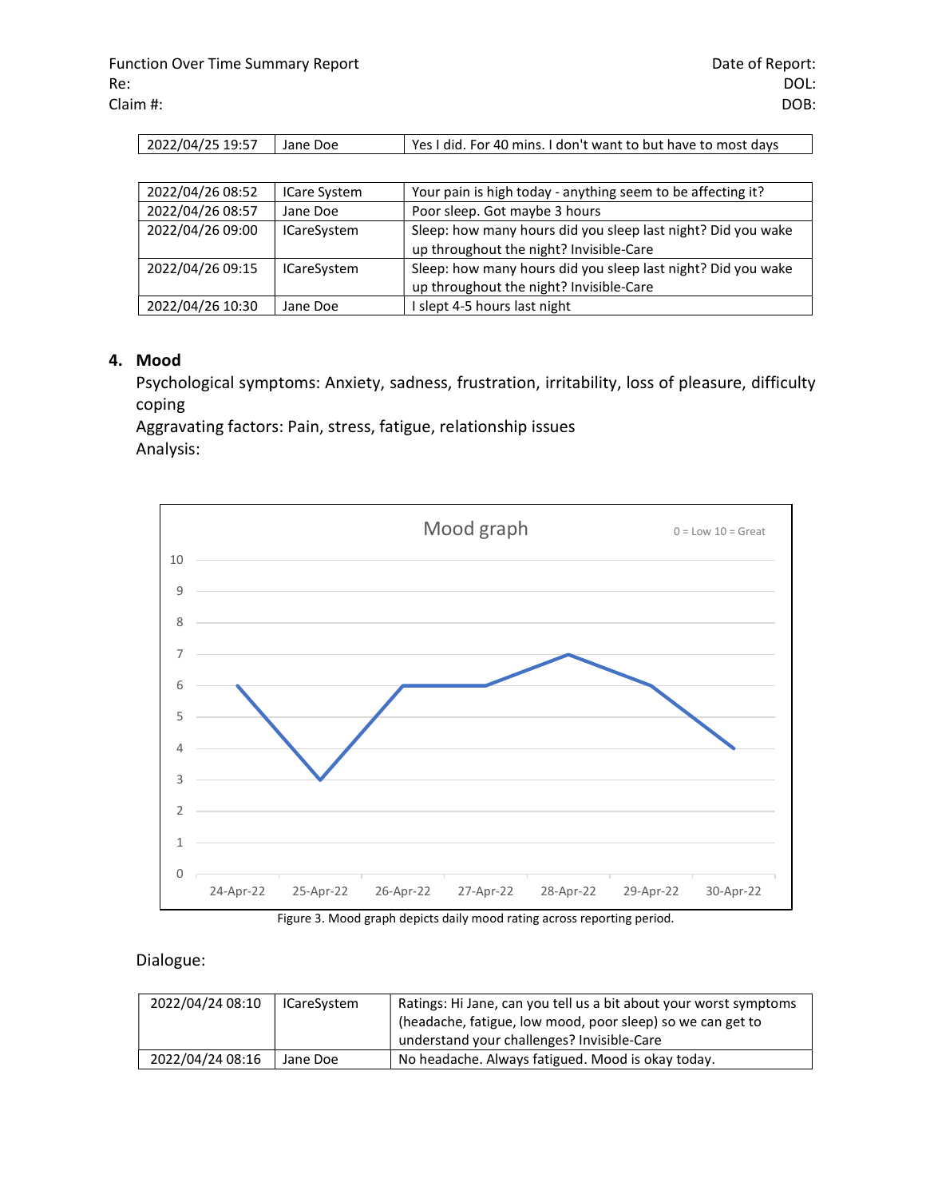| 2022/04/25 19:57 | Jane Doe | Yes I did. For 40 mins. I don't want to but have to most days |
|---|---|---|

| 2022/04/26 08:52 | ICare System | Your pain is high today - anything seem to be affecting it? |
|---|---|---|
| 2022/04/26 08:57 | Jane Doe | Poor sleep. Got maybe 3 hours |
| 2022/04/26 09:00 | ICareSystem | Sleep: how many hours did you sleep last night? Did you wake up throughout the night? Invisible-Care |
| 2022/04/26 09:15 | ICareSystem | Sleep: how many hours did you sleep last night? Did you wake up throughout the night? Invisible-Care |
| 2022/04/26 10:30 | Jane Doe | I slept 4-5 hours last night |

## 4. Mood

Psychological symptoms: Anxiety, sadness, frustration, irritability, loss of pleasure, difficulty coping

Aggravating factors: Pain, stress, fatigue, relationship issues

Analysis:

Figure 3. Mood graph depicts daily mood rating across reporting period.

Dialogue:

| 2022/04/24 08:10 | ICareSystem | Ratings: Hi Jane, can you tell us a bit about your worst symptoms (headache, fatigue, low mood, poor sleep) so we can get to understand your challenges? Invisible-Care |
|---|---|---|
| 2022/04/24 08:16 | Jane Doe | No headache. Always fatigued. Mood is okay today. |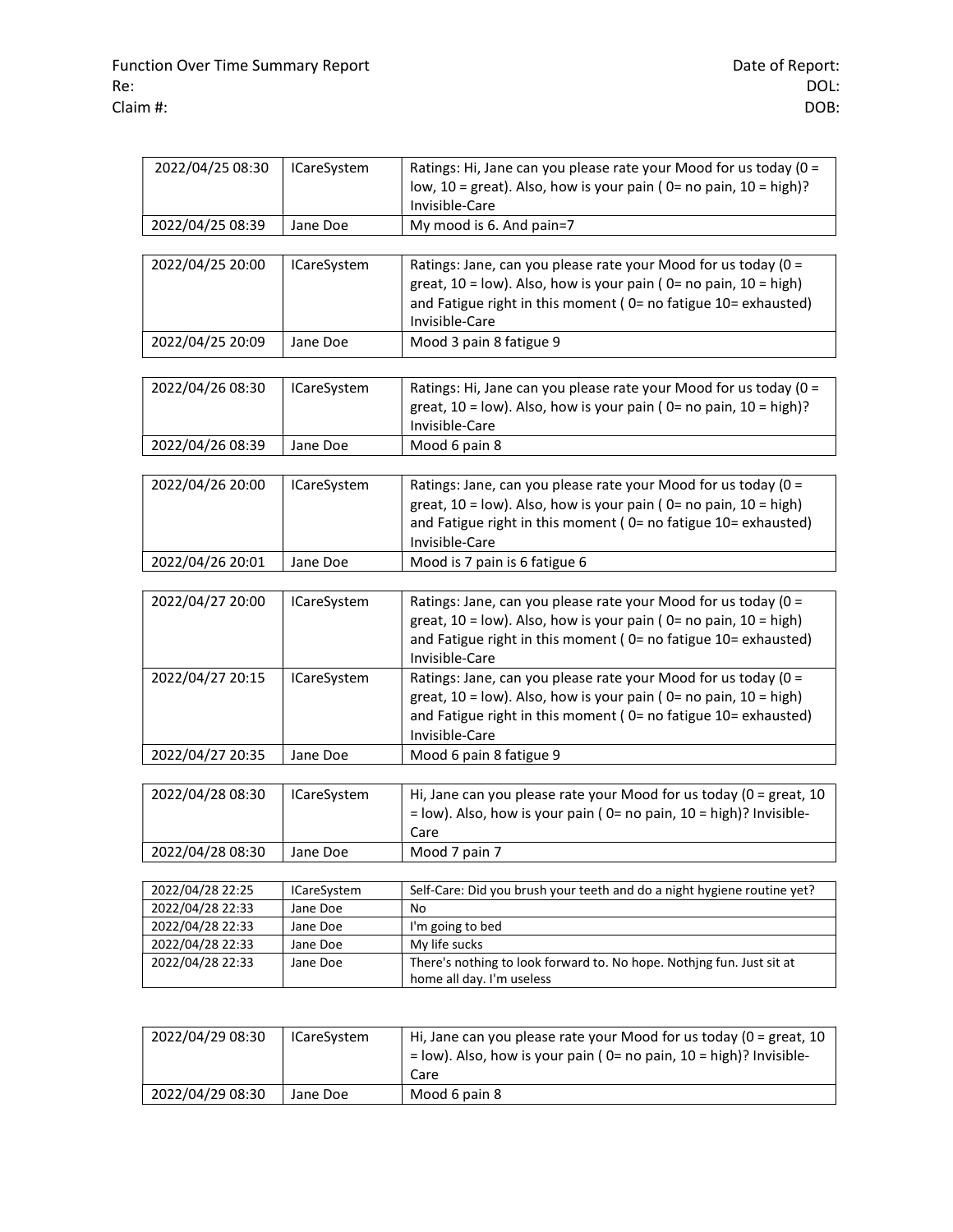| 2022/04/25 08:30 | ICareSystem | Ratings: Hi, Jane can you please rate your Mood for us today (0 = low, 10 = great). Also, how is your pain ( 0= no pain, 10 = high)? Invisible-Care |
|---|---|---|
| 2022/04/25 08:39 | Jane Doe | My mood is 6. And pain=7 |

| 2022/04/25 20:00 | ICareSystem | Ratings: Jane, can you please rate your Mood for us today (0 = great, 10 = low). Also, how is your pain ( 0= no pain, 10 = high) and Fatigue right in this moment ( 0= no fatigue 10= exhausted) Invisible-Care |
|---|---|---|
| 2022/04/25 20:09 | Jane Doe | Mood 3 pain 8 fatigue 9 |

| 2022/04/26 08:30 | ICareSystem | Ratings: Hi, Jane can you please rate your Mood for us today (0 = great, 10 = low). Also, how is your pain ( 0= no pain, 10 = high)? Invisible-Care |
|---|---|---|
| 2022/04/26 08:39 | Jane Doe | Mood 6 pain 8 |

| 2022/04/26 20:00 | ICareSystem | Ratings: Jane, can you please rate your Mood for us today (0 = great, 10 = low). Also, how is your pain ( 0= no pain, 10 = high) and Fatigue right in this moment ( 0= no fatigue 10= exhausted) Invisible-Care |
|---|---|---|
| 2022/04/26 20:01 | Jane Doe | Mood is 7 pain is 6 fatigue 6 |

| 2022/04/27 20:00 | ICareSystem | Ratings: Jane, can you please rate your Mood for us today (0 = great, 10 = low). Also, how is your pain ( 0= no pain, 10 = high) and Fatigue right in this moment ( 0= no fatigue 10= exhausted) Invisible-Care |
|---|---|---|
| 2022/04/27 20:15 | ICareSystem | Ratings: Jane, can you please rate your Mood for us today (0 = great, 10 = low). Also, how is your pain ( 0= no pain, 10 = high) and Fatigue right in this moment ( 0= no fatigue 10= exhausted) Invisible-Care |
| 2022/04/27 20:35 | Jane Doe | Mood 6 pain 8 fatigue 9 |

| 2022/04/28 08:30 | ICareSystem | Hi, Jane can you please rate your Mood for us today (0 = great, 10 = low). Also, how is your pain ( 0= no pain, 10 = high)? Invisible-Care |
|---|---|---|
| 2022/04/28 08:30 | Jane Doe | Mood 7 pain 7 |

| 2022/04/28 22:25 | ICareSystem | Self-Care: Did you brush your teeth and do a night hygiene routine yet? |
|---|---|---|
| 2022/04/28 22:33 | Jane Doe | No |
| 2022/04/28 22:33 | Jane Doe | I'm going to bed |
| 2022/04/28 22:33 | Jane Doe | My life sucks |
| 2022/04/28 22:33 | Jane Doe | There's nothing to look forward to. No hope. Nothjng fun. Just sit at home all day. I'm useless |

| 2022/04/29 08:30 | ICareSystem | Hi, Jane can you please rate your Mood for us today (0 = great, 10 = low). Also, how is your pain ( 0= no pain, 10 = high)? Invisible-Care |
|---|---|---|
| 2022/04/29 08:30 | Jane Doe | Mood 6 pain 8 |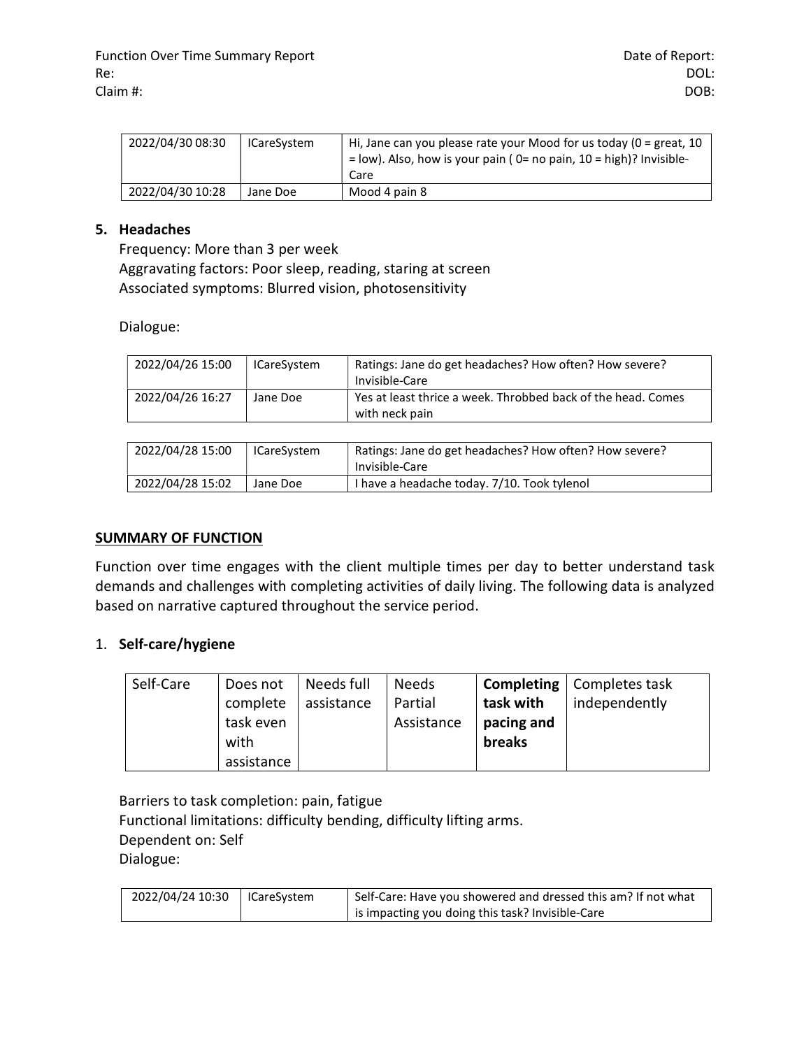| 2022/04/30 08:30 | ICareSystem | Hi, Jane can you please rate your Mood for us today (0 = great, 10 = low). Also, how is your pain ( 0= no pain, 10 = high)? Invisible-Care |
|---|---|---|
| 2022/04/30 10:28 | Jane Doe | Mood 4 pain 8 |

**5. Headaches**

Frequency: More than 3 per week
Aggravating factors: Poor sleep, reading, staring at screen
Associated symptoms: Blurred vision, photosensitivity

Dialogue:

| 2022/04/26 15:00 | ICareSystem | Ratings: Jane do get headaches? How often? How severe? Invisible-Care |
|---|---|---|
| 2022/04/26 16:27 | Jane Doe | Yes at least thrice a week. Throbbed back of the head. Comes with neck pain |

| 2022/04/28 15:00 | ICareSystem | Ratings: Jane do get headaches? How often? How severe? Invisible-Care |
|---|---|---|
| 2022/04/28 15:02 | Jane Doe | I have a headache today. 7/10. Took tylenol |

## SUMMARY OF FUNCTION

Function over time engages with the client multiple times per day to better understand task demands and challenges with completing activities of daily living. The following data is analyzed based on narrative captured throughout the service period.

1. **Self-care/hygiene**

| Self-Care | Does not complete task even with assistance | Needs full assistance | Needs Partial Assistance | **Completing task with pacing and breaks** | Completes task independently |
|---|---|---|---|---|---|

Barriers to task completion: pain, fatigue
Functional limitations: difficulty bending, difficulty lifting arms.
Dependent on: Self
Dialogue:

| 2022/04/24 10:30 | ICareSystem | Self-Care: Have you showered and dressed this am? If not what is impacting you doing this task? Invisible-Care |
|---|---|---|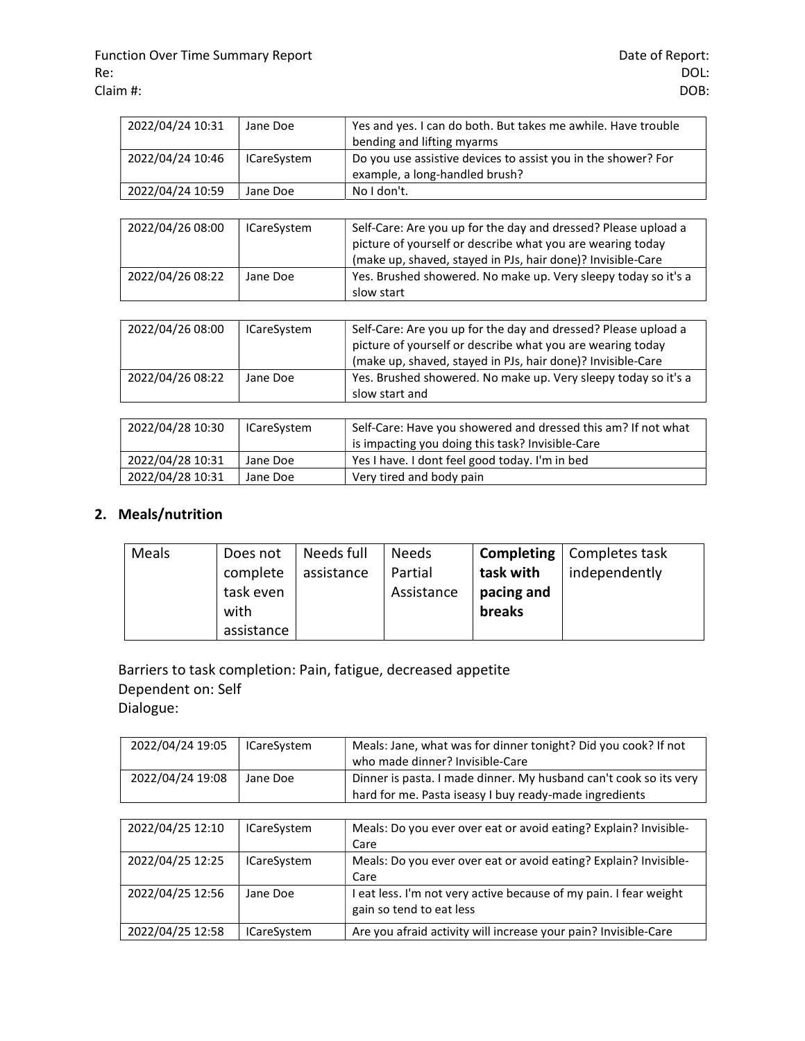| | | |
|---|---|---|
| 2022/04/24 10:31 | Jane Doe | Yes and yes. I can do both. But takes me awhile. Have trouble bending and lifting myarms |
| 2022/04/24 10:46 | ICareSystem | Do you use assistive devices to assist you in the shower? For example, a long-handled brush? |
| 2022/04/24 10:59 | Jane Doe | No I don't. |

| | | |
|---|---|---|
| 2022/04/26 08:00 | ICareSystem | Self-Care: Are you up for the day and dressed? Please upload a picture of yourself or describe what you are wearing today (make up, shaved, stayed in PJs, hair done)? Invisible-Care |
| 2022/04/26 08:22 | Jane Doe | Yes. Brushed showered. No make up. Very sleepy today so it's a slow start |

| | | |
|---|---|---|
| 2022/04/26 08:00 | ICareSystem | Self-Care: Are you up for the day and dressed? Please upload a picture of yourself or describe what you are wearing today (make up, shaved, stayed in PJs, hair done)? Invisible-Care |
| 2022/04/26 08:22 | Jane Doe | Yes. Brushed showered. No make up. Very sleepy today so it's a slow start and |

| | | |
|---|---|---|
| 2022/04/28 10:30 | ICareSystem | Self-Care: Have you showered and dressed this am? If not what is impacting you doing this task? Invisible-Care |
| 2022/04/28 10:31 | Jane Doe | Yes I have. I dont feel good today. I'm in bed |
| 2022/04/28 10:31 | Jane Doe | Very tired and body pain |

## 2. Meals/nutrition

| Meals | Does not complete task even with assistance | Needs full assistance | Needs Partial Assistance | **Completing task with pacing and breaks** | Completes task independently |
|---|---|---|---|---|---|

Barriers to task completion: Pain, fatigue, decreased appetite
Dependent on: Self
Dialogue:

| | | |
|---|---|---|
| 2022/04/24 19:05 | ICareSystem | Meals: Jane, what was for dinner tonight? Did you cook? If not who made dinner? Invisible-Care |
| 2022/04/24 19:08 | Jane Doe | Dinner is pasta. I made dinner. My husband can't cook so its very hard for me. Pasta iseasy I buy ready-made ingredients |

| | | |
|---|---|---|
| 2022/04/25 12:10 | ICareSystem | Meals: Do you ever over eat or avoid eating? Explain? Invisible-Care |
| 2022/04/25 12:25 | ICareSystem | Meals: Do you ever over eat or avoid eating? Explain? Invisible-Care |
| 2022/04/25 12:56 | Jane Doe | I eat less. I'm not very active because of my pain. I fear weight gain so tend to eat less |
| 2022/04/25 12:58 | ICareSystem | Are you afraid activity will increase your pain? Invisible-Care |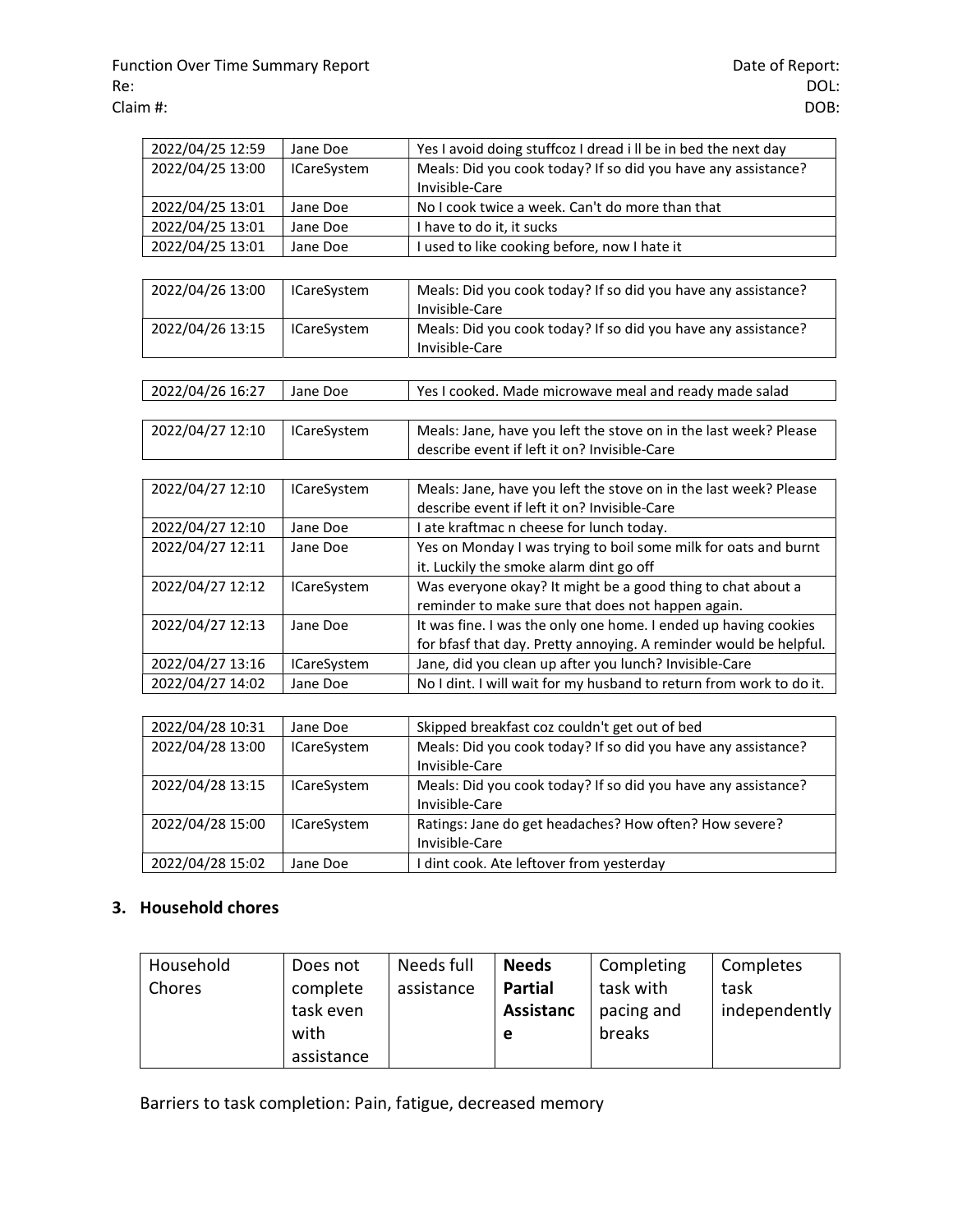| | | |
|---|---|---|
| 2022/04/25 12:59 | Jane Doe | Yes I avoid doing stuffcoz I dread i ll be in bed the next day |
| 2022/04/25 13:00 | ICareSystem | Meals: Did you cook today? If so did you have any assistance? Invisible-Care |
| 2022/04/25 13:01 | Jane Doe | No I cook twice a week. Can't do more than that |
| 2022/04/25 13:01 | Jane Doe | I have to do it, it sucks |
| 2022/04/25 13:01 | Jane Doe | I used to like cooking before, now I hate it |

| | | |
|---|---|---|
| 2022/04/26 13:00 | ICareSystem | Meals: Did you cook today? If so did you have any assistance? Invisible-Care |
| 2022/04/26 13:15 | ICareSystem | Meals: Did you cook today? If so did you have any assistance? Invisible-Care |

| | | |
|---|---|---|
| 2022/04/26 16:27 | Jane Doe | Yes I cooked. Made microwave meal and ready made salad |

| | | |
|---|---|---|
| 2022/04/27 12:10 | ICareSystem | Meals: Jane, have you left the stove on in the last week? Please describe event if left it on? Invisible-Care |

| | | |
|---|---|---|
| 2022/04/27 12:10 | ICareSystem | Meals: Jane, have you left the stove on in the last week? Please describe event if left it on? Invisible-Care |
| 2022/04/27 12:10 | Jane Doe | I ate kraftmac n cheese for lunch today. |
| 2022/04/27 12:11 | Jane Doe | Yes on Monday I was trying to boil some milk for oats and burnt it. Luckily the smoke alarm dint go off |
| 2022/04/27 12:12 | ICareSystem | Was everyone okay? It might be a good thing to chat about a reminder to make sure that does not happen again. |
| 2022/04/27 12:13 | Jane Doe | It was fine. I was the only one home. I ended up having cookies for bfasf that day. Pretty annoying. A reminder would be helpful. |
| 2022/04/27 13:16 | ICareSystem | Jane, did you clean up after you lunch? Invisible-Care |
| 2022/04/27 14:02 | Jane Doe | No I dint. I will wait for my husband to return from work to do it. |

| | | |
|---|---|---|
| 2022/04/28 10:31 | Jane Doe | Skipped breakfast coz couldn't get out of bed |
| 2022/04/28 13:00 | ICareSystem | Meals: Did you cook today? If so did you have any assistance? Invisible-Care |
| 2022/04/28 13:15 | ICareSystem | Meals: Did you cook today? If so did you have any assistance? Invisible-Care |
| 2022/04/28 15:00 | ICareSystem | Ratings: Jane do get headaches? How often? How severe? Invisible-Care |
| 2022/04/28 15:02 | Jane Doe | I dint cook. Ate leftover from yesterday |

## 3. Household chores

| Household Chores | Does not complete task even with assistance | Needs full assistance | **Needs Partial Assistance** | Completing task with pacing and breaks | Completes task independently |
|---|---|---|---|---|---|

Barriers to task completion: Pain, fatigue, decreased memory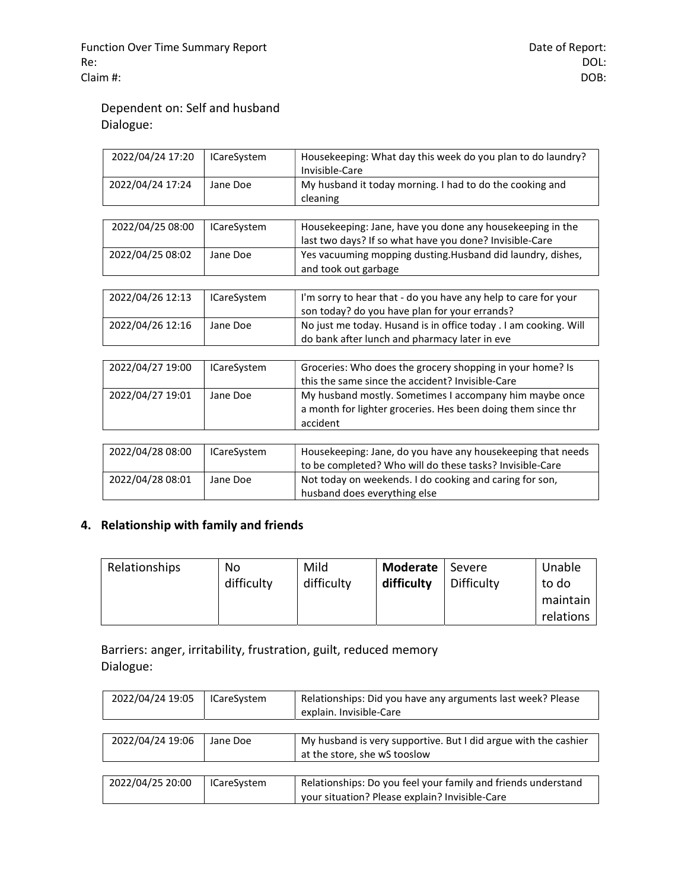Dependent on: Self and husband
Dialogue:

| | | |
|---|---|---|
| 2022/04/24 17:20 | ICareSystem | Housekeeping: What day this week do you plan to do laundry? Invisible-Care |
| 2022/04/24 17:24 | Jane Doe | My husband it today morning. I had to do the cooking and cleaning |

| | | |
|---|---|---|
| 2022/04/25 08:00 | ICareSystem | Housekeeping: Jane, have you done any housekeeping in the last two days? If so what have you done? Invisible-Care |
| 2022/04/25 08:02 | Jane Doe | Yes vacuuming mopping dusting.Husband did laundry, dishes, and took out garbage |

| | | |
|---|---|---|
| 2022/04/26 12:13 | ICareSystem | I'm sorry to hear that - do you have any help to care for your son today? do you have plan for your errands? |
| 2022/04/26 12:16 | Jane Doe | No just me today. Husand is in office today . I am cooking. Will do bank after lunch and pharmacy later in eve |

| | | |
|---|---|---|
| 2022/04/27 19:00 | ICareSystem | Groceries: Who does the grocery shopping in your home? Is this the same since the accident? Invisible-Care |
| 2022/04/27 19:01 | Jane Doe | My husband mostly. Sometimes I accompany him maybe once a month for lighter groceries. Hes been doing them since thr accident |

| | | |
|---|---|---|
| 2022/04/28 08:00 | ICareSystem | Housekeeping: Jane, do you have any housekeeping that needs to be completed? Who will do these tasks? Invisible-Care |
| 2022/04/28 08:01 | Jane Doe | Not today on weekends. I do cooking and caring for son, husband does everything else |

## 4. Relationship with family and friends

| Relationships | No difficulty | Mild difficulty | **Moderate difficulty** | Severe Difficulty | Unable to do maintain relations |
|---|---|---|---|---|---|

Barriers: anger, irritability, frustration, guilt, reduced memory
Dialogue:

| | | |
|---|---|---|
| 2022/04/24 19:05 | ICareSystem | Relationships: Did you have any arguments last week? Please explain. Invisible-Care |
| 2022/04/24 19:06 | Jane Doe | My husband is very supportive. But I did argue with the cashier at the store, she wS tooslow |

| | | |
|---|---|---|
| 2022/04/25 20:00 | ICareSystem | Relationships: Do you feel your family and friends understand your situation? Please explain? Invisible-Care |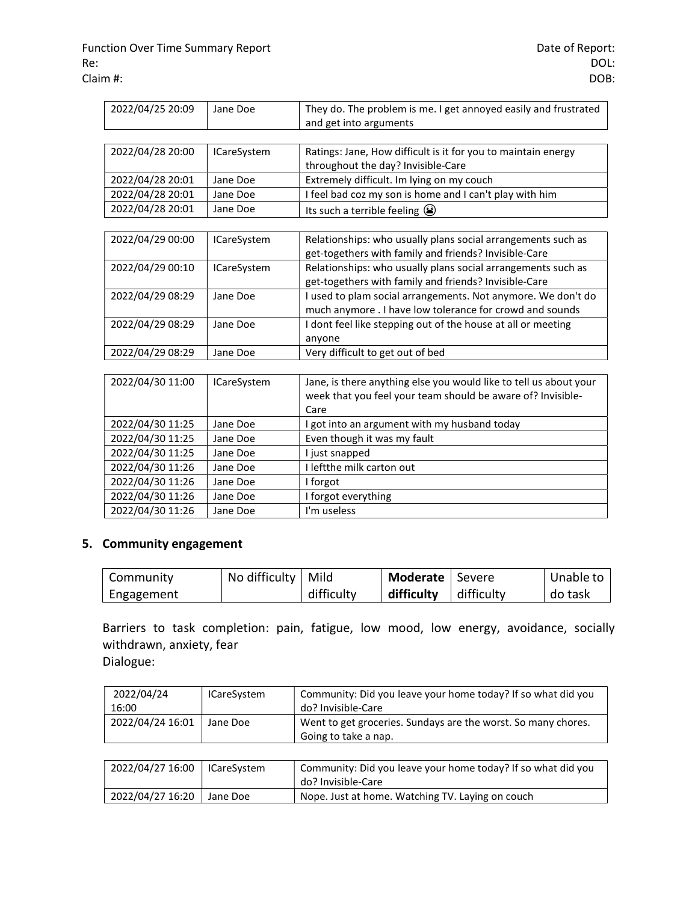| | | |
|---|---|---|
| 2022/04/25 20:09 | Jane Doe | They do. The problem is me. I get annoyed easily and frustrated and get into arguments |

| | | |
|---|---|---|
| 2022/04/28 20:00 | ICareSystem | Ratings: Jane, How difficult is it for you to maintain energy throughout the day? Invisible-Care |
| 2022/04/28 20:01 | Jane Doe | Extremely difficult. Im lying on my couch |
| 2022/04/28 20:01 | Jane Doe | I feel bad coz my son is home and I can't play with him |
| 2022/04/28 20:01 | Jane Doe | Its such a terrible feeling 😭 |

| | | |
|---|---|---|
| 2022/04/29 00:00 | ICareSystem | Relationships: who usually plans social arrangements such as get-togethers with family and friends? Invisible-Care |
| 2022/04/29 00:10 | ICareSystem | Relationships: who usually plans social arrangements such as get-togethers with family and friends? Invisible-Care |
| 2022/04/29 08:29 | Jane Doe | I used to plam social arrangements. Not anymore. We don't do much anymore . I have low tolerance for crowd and sounds |
| 2022/04/29 08:29 | Jane Doe | I dont feel like stepping out of the house at all or meeting anyone |
| 2022/04/29 08:29 | Jane Doe | Very difficult to get out of bed |

| | | |
|---|---|---|
| 2022/04/30 11:00 | ICareSystem | Jane, is there anything else you would like to tell us about your week that you feel your team should be aware of? Invisible-Care |
| 2022/04/30 11:25 | Jane Doe | I got into an argument with my husband today |
| 2022/04/30 11:25 | Jane Doe | Even though it was my fault |
| 2022/04/30 11:25 | Jane Doe | I just snapped |
| 2022/04/30 11:26 | Jane Doe | I leftthe milk carton out |
| 2022/04/30 11:26 | Jane Doe | I forgot |
| 2022/04/30 11:26 | Jane Doe | I forgot everything |
| 2022/04/30 11:26 | Jane Doe | I'm useless |

## 5. Community engagement

| Community Engagement | No difficulty | Mild difficulty | **Moderate difficulty** | Severe difficulty | Unable to do task |
|---|---|---|---|---|---|

Barriers to task completion: pain, fatigue, low mood, low energy, avoidance, socially withdrawn, anxiety, fear

Dialogue:

| | | |
|---|---|---|
| 2022/04/24 16:00 | ICareSystem | Community: Did you leave your home today? If so what did you do? Invisible-Care |
| 2022/04/24 16:01 | Jane Doe | Went to get groceries. Sundays are the worst. So many chores. Going to take a nap. |

| | | |
|---|---|---|
| 2022/04/27 16:00 | ICareSystem | Community: Did you leave your home today? If so what did you do? Invisible-Care |
| 2022/04/27 16:20 | Jane Doe | Nope. Just at home. Watching TV. Laying on couch |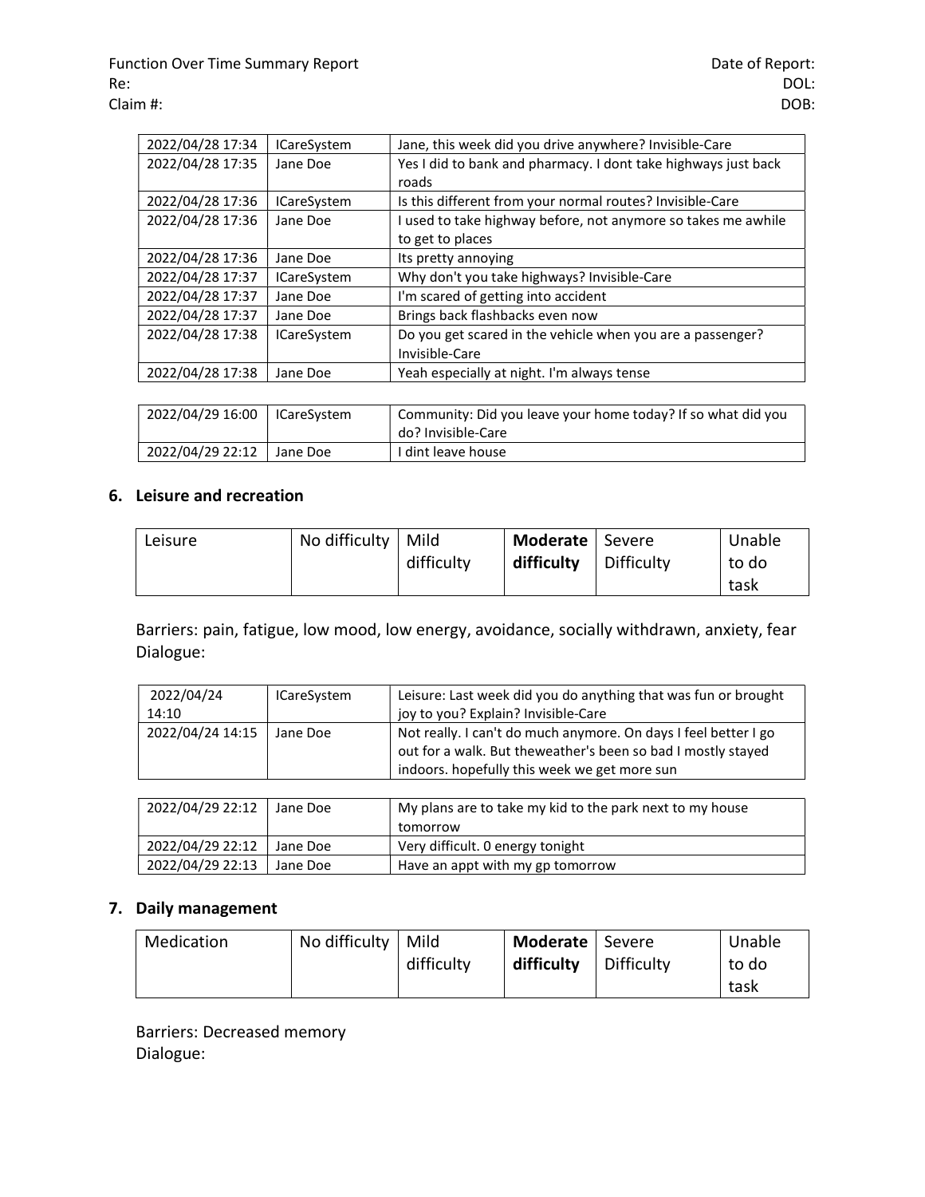| 2022/04/28 17:34 | ICareSystem | Jane, this week did you drive anywhere? Invisible-Care |
|---|---|---|
| 2022/04/28 17:35 | Jane Doe | Yes I did to bank and pharmacy. I dont take highways just back roads |
| 2022/04/28 17:36 | ICareSystem | Is this different from your normal routes? Invisible-Care |
| 2022/04/28 17:36 | Jane Doe | I used to take highway before, not anymore so takes me awhile to get to places |
| 2022/04/28 17:36 | Jane Doe | Its pretty annoying |
| 2022/04/28 17:37 | ICareSystem | Why don't you take highways? Invisible-Care |
| 2022/04/28 17:37 | Jane Doe | I'm scared of getting into accident |
| 2022/04/28 17:37 | Jane Doe | Brings back flashbacks even now |
| 2022/04/28 17:38 | ICareSystem | Do you get scared in the vehicle when you are a passenger? Invisible-Care |
| 2022/04/28 17:38 | Jane Doe | Yeah especially at night. I'm always tense |

| 2022/04/29 16:00 | ICareSystem | Community: Did you leave your home today? If so what did you do? Invisible-Care |
|---|---|---|
| 2022/04/29 22:12 | Jane Doe | I dint leave house |

## 6. Leisure and recreation

| Leisure | No difficulty | Mild difficulty | **Moderate difficulty** | Severe Difficulty | Unable to do task |
|---|---|---|---|---|---|

Barriers: pain, fatigue, low mood, low energy, avoidance, socially withdrawn, anxiety, fear
Dialogue:

| 2022/04/24 14:10 | ICareSystem | Leisure: Last week did you do anything that was fun or brought joy to you? Explain? Invisible-Care |
|---|---|---|
| 2022/04/24 14:15 | Jane Doe | Not really. I can't do much anymore. On days I feel better I go out for a walk. But theweather's been so bad I mostly stayed indoors. hopefully this week we get more sun |

| 2022/04/29 22:12 | Jane Doe | My plans are to take my kid to the park next to my house tomorrow |
|---|---|---|
| 2022/04/29 22:12 | Jane Doe | Very difficult. 0 energy tonight |
| 2022/04/29 22:13 | Jane Doe | Have an appt with my gp tomorrow |

## 7. Daily management

| Medication | No difficulty | Mild difficulty | **Moderate difficulty** | Severe Difficulty | Unable to do task |
|---|---|---|---|---|---|

Barriers: Decreased memory
Dialogue: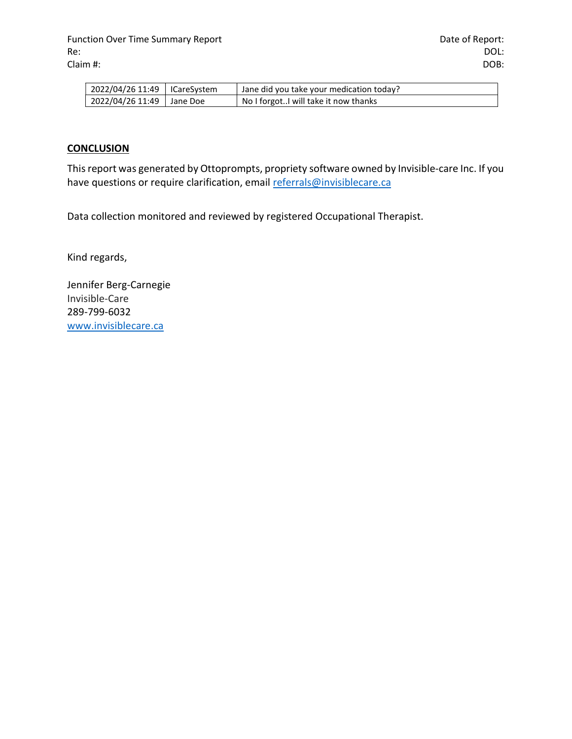| | | |
|---|---|---|
| 2022/04/26 11:49 | ICareSystem | Jane did you take your medication today? |
| 2022/04/26 11:49 | Jane Doe | No I forgot..I will take it now thanks |

**CONCLUSION**

This report was generated by Ottoprompts, propriety software owned by Invisible-care Inc. If you have questions or require clarification, email referrals@invisiblecare.ca

Data collection monitored and reviewed by registered Occupational Therapist.

Kind regards,

Jennifer Berg-Carnegie
Invisible-Care
289-799-6032
www.invisiblecare.ca